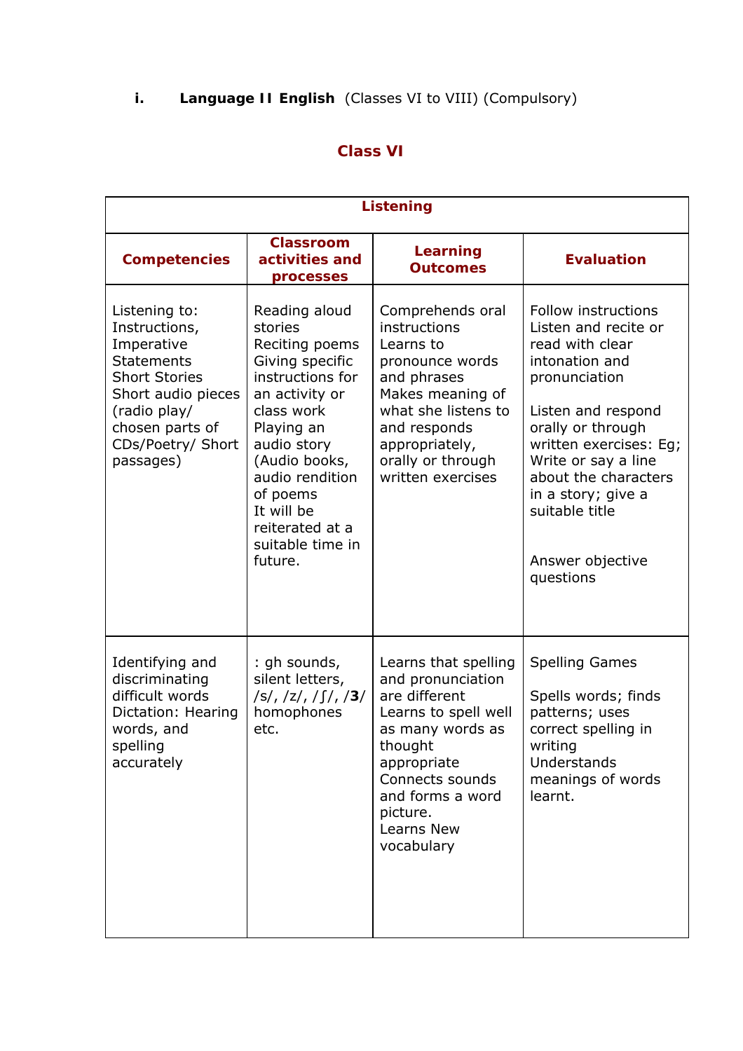i. **Language II English** (Classes VI to VIII) (Compulsory)

## Class VI

| Listening | | | |
|---|---|---|---|
| **Competencies** | **Classroom activities and processes** | **Learning Outcomes** | **Evaluation** |
| Listening to: Instructions, Imperative Statements Short Stories Short audio pieces (radio play/ chosen parts of CDs/Poetry/ Short passages) | Reading aloud stories Reciting poems Giving specific instructions for an activity or class work Playing an audio story (Audio books, audio rendition of poems It will be reiterated at a suitable time in future. | Comprehends oral instructions Learns to pronounce words and phrases Makes meaning of what she listens to and responds appropriately, orally or through written exercises | Follow instructions Listen and recite or read with clear intonation and pronunciation<br><br>Listen and respond orally or through written exercises: Eg; Write or say a line about the characters in a story; give a suitable title<br><br>Answer objective questions |
| Identifying and discriminating difficult words Dictation: Hearing words, and spelling accurately | : gh sounds, silent letters, /s/, /z/, /ʃ/, /**3**/ homophones etc. | Learns that spelling and pronunciation are different Learns to spell well as many words as thought appropriate Connects sounds and forms a word picture. Learns New vocabulary | Spelling Games<br><br>Spells words; finds patterns; uses correct spelling in writing Understands meanings of words learnt. |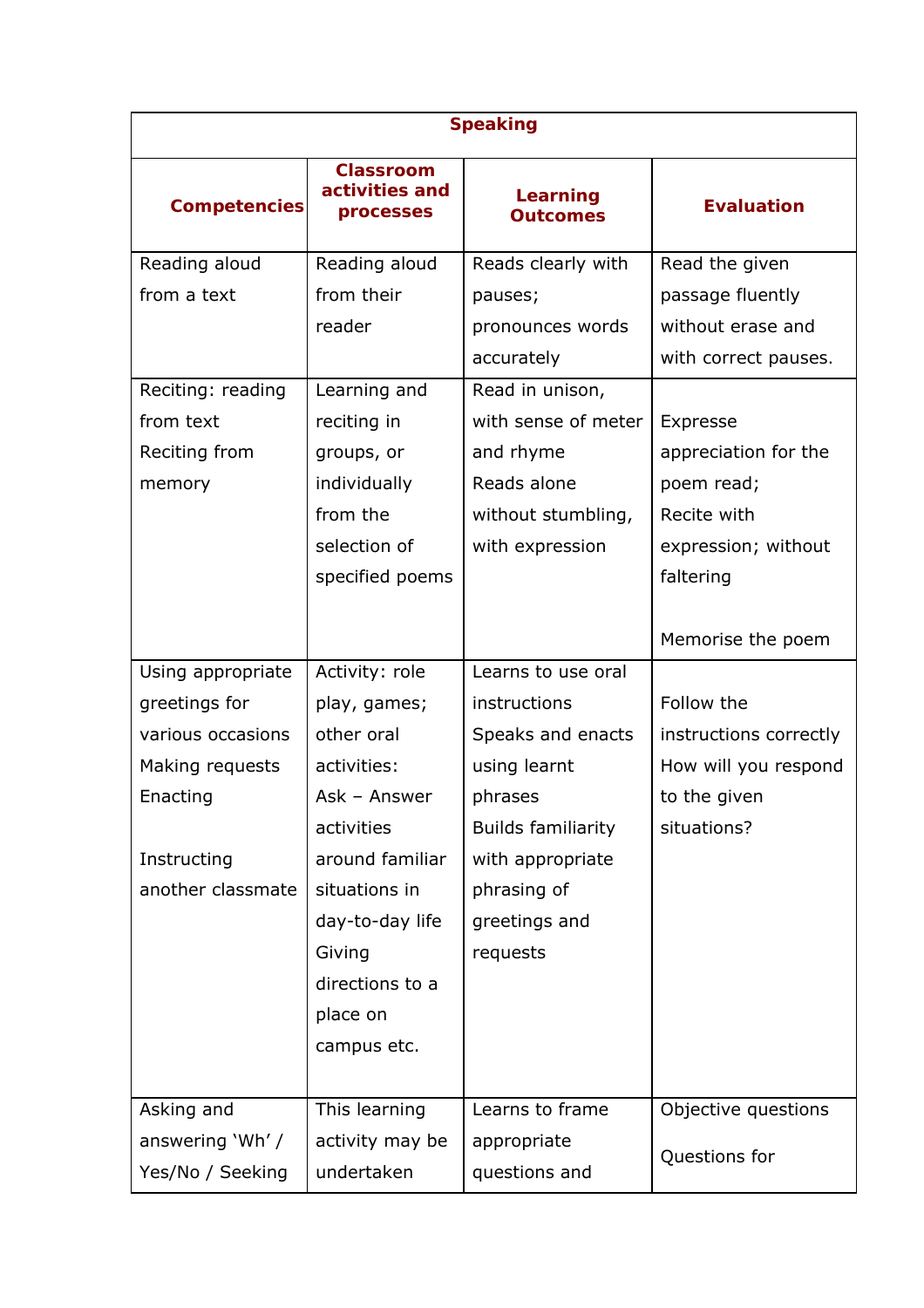| Speaking | | | |
|---|---|---|---|
| **Competencies** | **Classroom activities and processes** | **Learning Outcomes** | **Evaluation** |
| Reading aloud from a text | Reading aloud from their reader | Reads clearly with pauses; pronounces words accurately | Read the given passage fluently without erase and with correct pauses. |
| Reciting: reading from text<br>Reciting from memory | Learning and reciting in groups, or individually from the selection of specified poems | Read in unison, with sense of meter and rhyme<br>Reads alone without stumbling, with expression | Express appreciation for the poem read;<br>Recite with expression; without faltering<br><br>Memorise the poem |
| Using appropriate greetings for various occasions<br>Making requests<br>Enacting<br><br>Instructing another classmate | Activity: role play, games; other oral activities:<br>Ask – Answer activities around familiar situations in day-to-day life<br>Giving directions to a place on campus etc. | Learns to use oral instructions<br>Speaks and enacts using learnt phrases<br>Builds familiarity with appropriate phrasing of greetings and requests | Follow the instructions correctly<br>How will you respond to the given situations? |
| Asking and answering 'Wh' / Yes/No / Seeking | This learning activity may be undertaken | Learns to frame appropriate questions and | Objective questions<br><br>Questions for |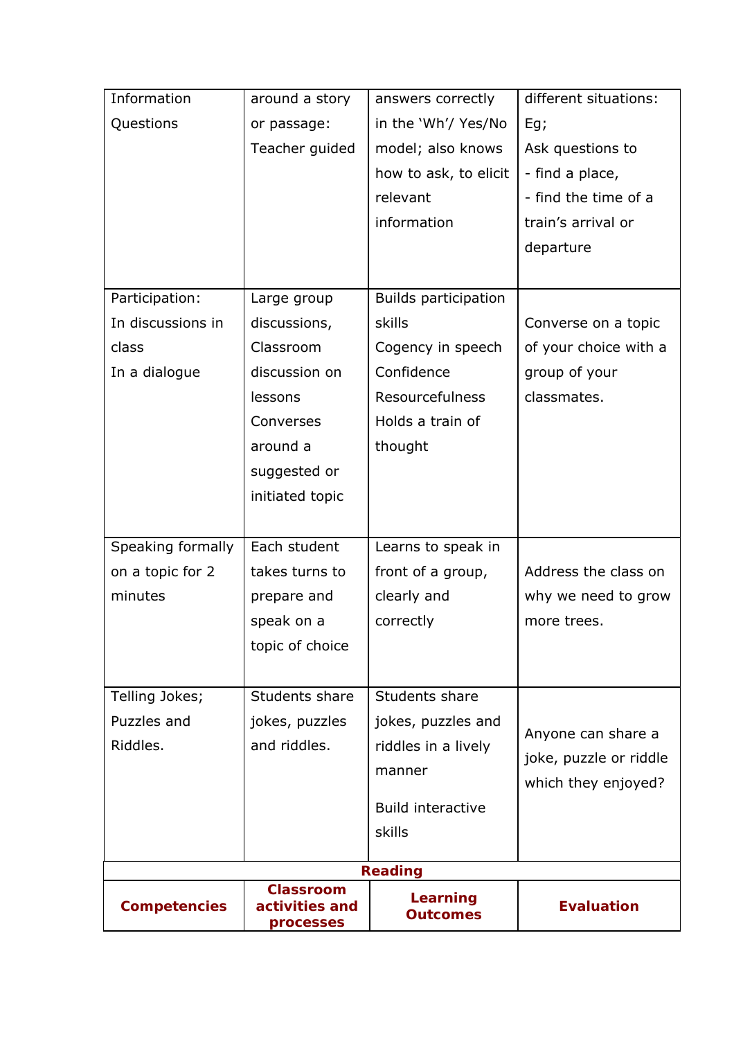| | | | |
|---|---|---|---|
| Information Questions | around a story or passage: Teacher guided | answers correctly in the 'Wh'/ Yes/No model; also knows how to ask, to elicit relevant information | different situations: Eg; Ask questions to - find a place, - find the time of a train's arrival or departure |
| Participation: In discussions in class In a dialogue | Large group discussions, Classroom discussion on lessons Converses around a suggested or initiated topic | Builds participation skills Cogency in speech Confidence Resourcefulness Holds a train of thought | Converse on a topic of your choice with a group of your classmates. |
| Speaking formally on a topic for 2 minutes | Each student takes turns to prepare and speak on a topic of choice | Learns to speak in front of a group, clearly and correctly | Address the class on why we need to grow more trees. |
| Telling Jokes; Puzzles and Riddles. | Students share jokes, puzzles and riddles. | Students share jokes, puzzles and riddles in a lively manner<br><br>Build interactive skills | Anyone can share a joke, puzzle or riddle which they enjoyed? |

**Reading**

| **Competencies** | **Classroom activities and processes** | **Learning Outcomes** | **Evaluation** |
|---|---|---|---|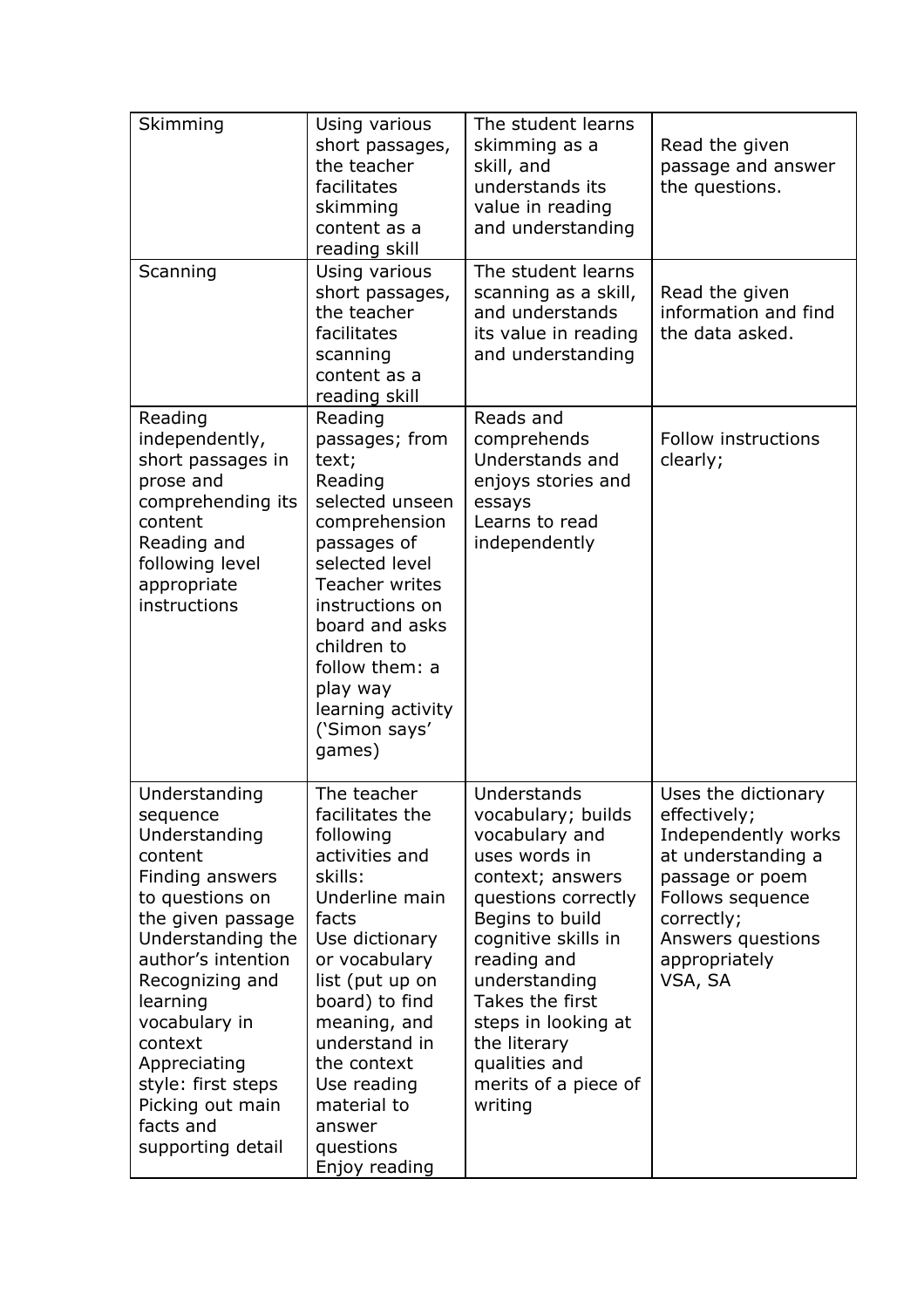| Skimming | Using various short passages, the teacher facilitates skimming content as a reading skill | The student learns skimming as a skill, and understands its value in reading and understanding | Read the given passage and answer the questions. |
|---|---|---|---|
| Scanning | Using various short passages, the teacher facilitates scanning content as a reading skill | The student learns scanning as a skill, and understands its value in reading and understanding | Read the given information and find the data asked. |
| Reading independently, short passages in prose and comprehending its content<br>Reading and following level appropriate instructions | Reading passages; from text;<br>Reading selected unseen comprehension passages of selected level<br>Teacher writes instructions on board and asks children to follow them: a play way learning activity ('Simon says' games) | Reads and comprehends<br>Understands and enjoys stories and essays<br>Learns to read independently | Follow instructions clearly; |
| Understanding sequence<br>Understanding content<br>Finding answers to questions on the given passage<br>Understanding the author's intention<br>Recognizing and learning vocabulary in context<br>Appreciating style: first steps<br>Picking out main facts and supporting detail | The teacher facilitates the following activities and skills:<br>Underline main facts<br>Use dictionary or vocabulary list (put up on board) to find meaning, and understand in the context<br>Use reading material to answer questions<br>Enjoy reading | Understands vocabulary; builds vocabulary and uses words in context; answers questions correctly<br>Begins to build cognitive skills in reading and understanding<br>Takes the first steps in looking at the literary qualities and merits of a piece of writing | Uses the dictionary effectively;<br>Independently works at understanding a passage or poem<br>Follows sequence correctly;<br>Answers questions appropriately<br>VSA, SA |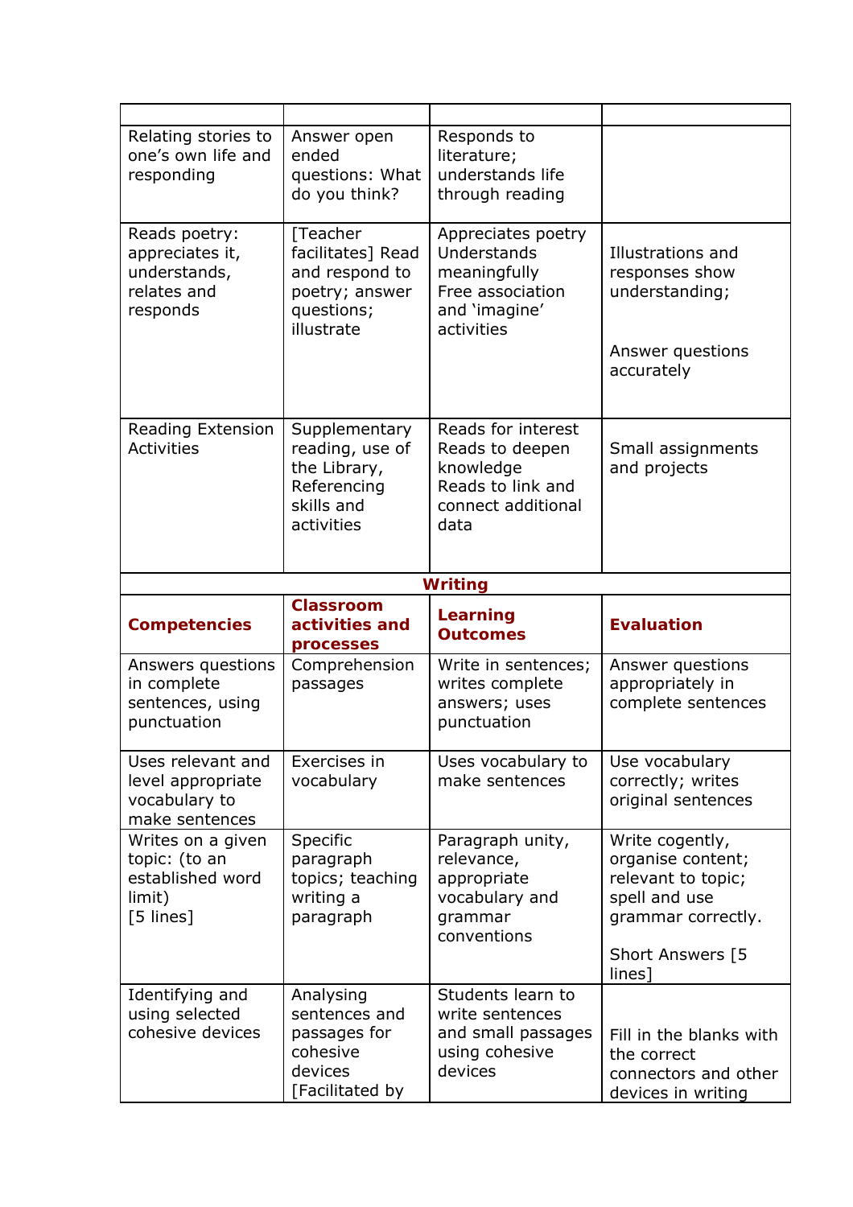| | | | |
|---|---|---|---|
| Relating stories to one's own life and responding | Answer open ended questions: What do you think? | Responds to literature; understands life through reading | |
| Reads poetry: appreciates it, understands, relates and responds | [Teacher facilitates] Read and respond to poetry; answer questions; illustrate | Appreciates poetry Understands meaningfully Free association and 'imagine' activities | Illustrations and responses show understanding; Answer questions accurately |
| Reading Extension Activities | Supplementary reading, use of the Library, Referencing skills and activities | Reads for interest Reads to deepen knowledge Reads to link and connect additional data | Small assignments and projects |
| | | **Writing** | |
| **Competencies** | **Classroom activities and processes** | **Learning Outcomes** | **Evaluation** |
| Answers questions in complete sentences, using punctuation | Comprehension passages | Write in sentences; writes complete answers; uses punctuation | Answer questions appropriately in complete sentences |
| Uses relevant and level appropriate vocabulary to make sentences | Exercises in vocabulary | Uses vocabulary to make sentences | Use vocabulary correctly; writes original sentences |
| Writes on a given topic: (to an established word limit) [5 lines] | Specific paragraph topics; teaching writing a paragraph | Paragraph unity, relevance, appropriate vocabulary and grammar conventions | Write cogently, organise content; relevant to topic; spell and use grammar correctly. Short Answers [5 lines] |
| Identifying and using selected cohesive devices | Analysing sentences and passages for cohesive devices [Facilitated by | Students learn to write sentences and small passages using cohesive devices | Fill in the blanks with the correct connectors and other devices in writing |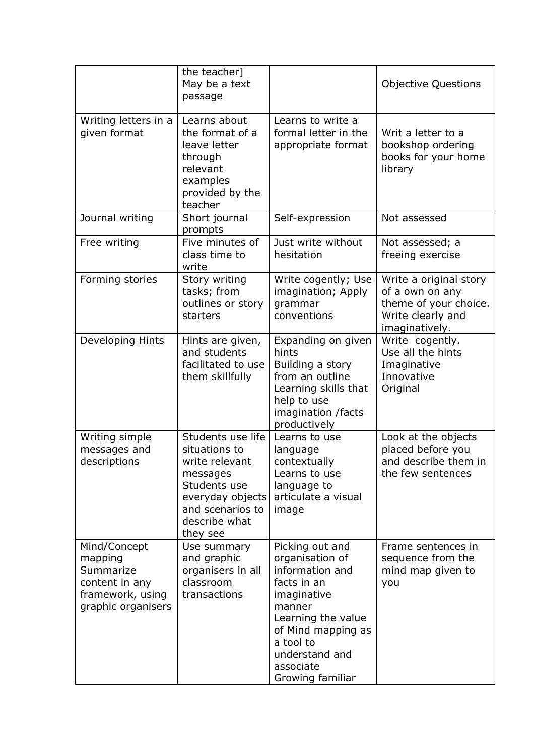| | | | |
|---|---|---|---|
| | the teacher] May be a text passage | | Objective Questions |
| Writing letters in a given format | Learns about the format of a leave letter through relevant examples provided by the teacher | Learns to write a formal letter in the appropriate format | Writ a letter to a bookshop ordering books for your home library |
| Journal writing | Short journal prompts | Self-expression | Not assessed |
| Free writing | Five minutes of class time to write | Just write without hesitation | Not assessed; a freeing exercise |
| Forming stories | Story writing tasks; from outlines or story starters | Write cogently; Use imagination; Apply grammar conventions | Write a original story of a own on any theme of your choice. Write clearly and imaginatively. |
| Developing Hints | Hints are given, and students facilitated to use them skillfully | Expanding on given hints<br>Building a story from an outline<br>Learning skills that help to use imagination /facts productively | Write cogently.<br>Use all the hints<br>Imaginative<br>Innovative<br>Original |
| Writing simple messages and descriptions | Students use life situations to write relevant messages<br>Students use everyday objects and scenarios to describe what they see | Learns to use language contextually<br>Learns to use language to articulate a visual image | Look at the objects placed before you and describe them in the few sentences |
| Mind/Concept mapping<br>Summarize content in any framework, using graphic organisers | Use summary and graphic organisers in all classroom transactions | Picking out and organisation of information and facts in an imaginative manner<br>Learning the value of Mind mapping as a tool to understand and associate<br>Growing familiar | Frame sentences in sequence from the mind map given to you |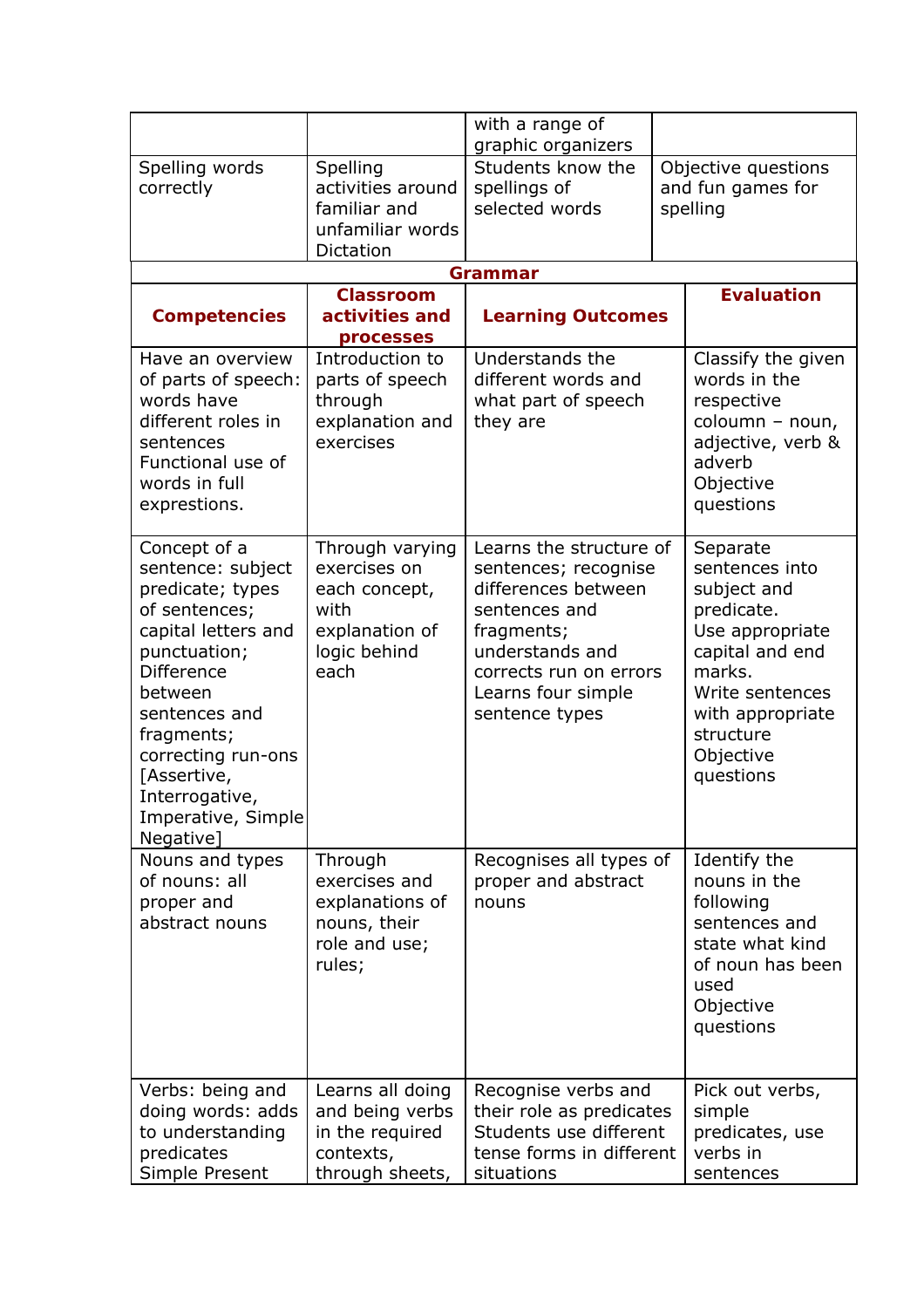| | | with a range of graphic organizers | |
|---|---|---|---|
| Spelling words correctly | Spelling activities around familiar and unfamiliar words Dictation | Students know the spellings of selected words | Objective questions and fun games for spelling |

**Grammar**

| Competencies | Classroom activities and processes | Learning Outcomes | Evaluation |
|---|---|---|---|
| Have an overview of parts of speech: words have different roles in sentences Functional use of words in full expressions. | Introduction to parts of speech through explanation and exercises | Understands the different words and what part of speech they are | Classify the given words in the respective coloumn – noun, adjective, verb & adverb Objective questions |
| Concept of a sentence: subject predicate; types of sentences; capital letters and punctuation; Difference between sentences and fragments; correcting run-ons [Assertive, Interrogative, Imperative, Simple Negative] | Through varying exercises on each concept, with explanation of logic behind each | Learns the structure of sentences; recognise differences between sentences and fragments; understands and corrects run on errors Learns four simple sentence types | Separate sentences into subject and predicate. Use appropriate capital and end marks. Write sentences with appropriate structure Objective questions |
| Nouns and types of nouns: all proper and abstract nouns | Through exercises and explanations of nouns, their role and use; rules; | Recognises all types of proper and abstract nouns | Identify the nouns in the following sentences and state what kind of noun has been used Objective questions |
| Verbs: being and doing words: adds to understanding predicates Simple Present | Learns all doing and being verbs in the required contexts, through sheets, | Recognise verbs and their role as predicates Students use different tense forms in different situations | Pick out verbs, simple predicates, use verbs in sentences |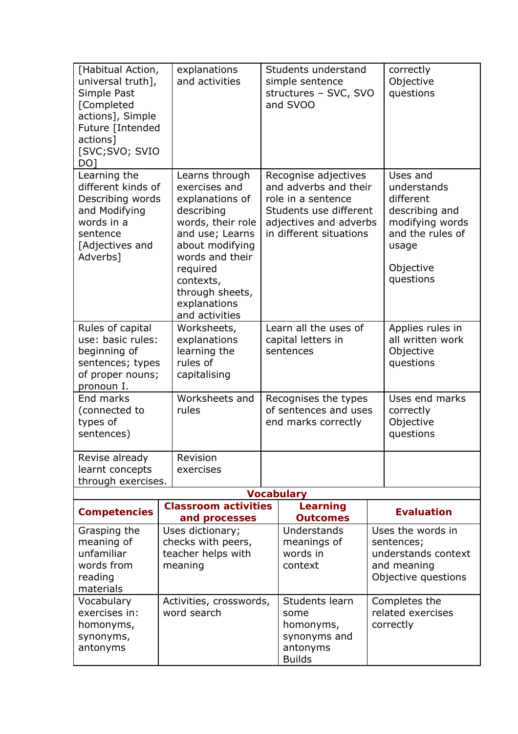| | | | |
|---|---|---|---|
| [Habitual Action, universal truth], Simple Past [Completed actions], Simple Future [Intended actions] [SVC;SVO; SVIO DO] | explanations and activities | Students understand simple sentence structures – SVC, SVO and SVOO | correctly Objective questions |
| Learning the different kinds of Describing words and Modifying words in a sentence [Adjectives and Adverbs] | Learns through exercises and explanations of describing words, their role and use; Learns about modifying words and their required contexts, through sheets, explanations and activities | Recognise adjectives and adverbs and their role in a sentence Students use different adjectives and adverbs in different situations | Uses and understands different describing and modifying words and the rules of usage<br><br>Objective questions |
| Rules of capital use: basic rules: beginning of sentences; types of proper nouns; pronoun I. | Worksheets, explanations learning the rules of capitalising | Learn all the uses of capital letters in sentences | Applies rules in all written work Objective questions |
| End marks (connected to types of sentences) | Worksheets and rules | Recognises the types of sentences and uses end marks correctly | Uses end marks correctly Objective questions |
| Revise already learnt concepts through exercises. | Revision exercises | | |

**Vocabulary**

| **Competencies** | **Classroom activities and processes** | **Learning Outcomes** | **Evaluation** |
|---|---|---|---|
| Grasping the meaning of unfamiliar words from reading materials | Uses dictionary; checks with peers, teacher helps with meaning | Understands meanings of words in context | Uses the words in sentences; understands context and meaning Objective questions |
| Vocabulary exercises in: homonyms, synonyms, antonyms | Activities, crosswords, word search | Students learn some homonyms, synonyms and antonyms Builds | Completes the related exercises correctly |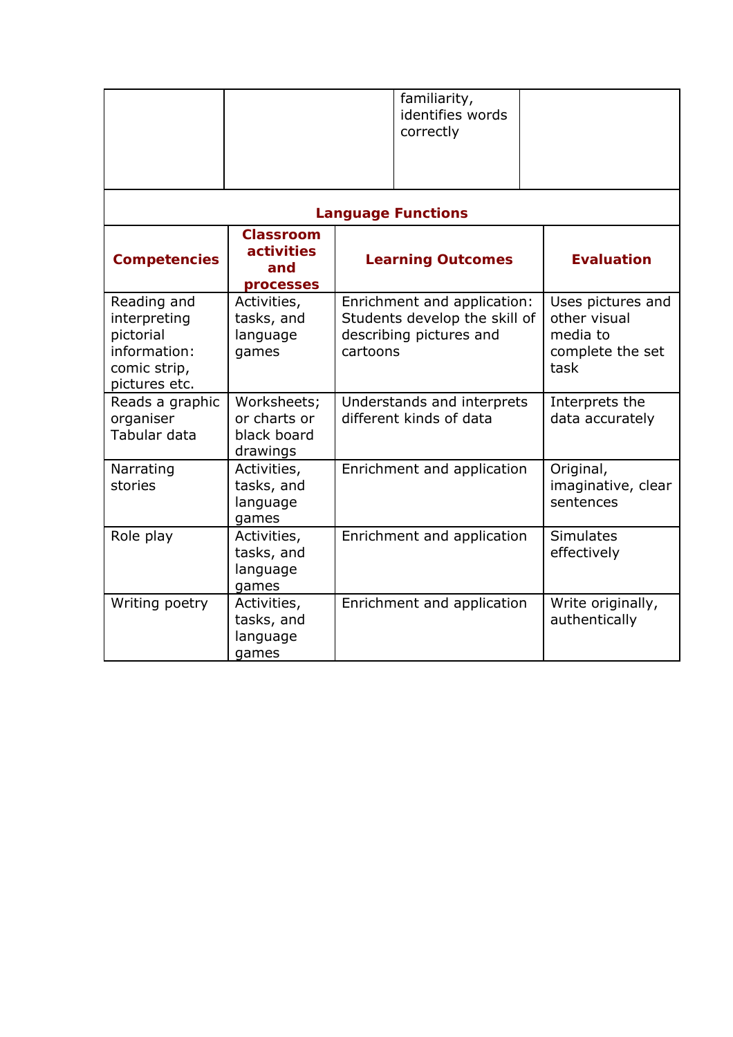| | | familiarity, identifies words correctly | |
|---|---|---|---|

**Language Functions**

| **Competencies** | **Classroom activities and processes** | **Learning Outcomes** | **Evaluation** |
|---|---|---|---|
| Reading and interpreting pictorial information: comic strip, pictures etc. | Activities, tasks, and language games | Enrichment and application: Students develop the skill of describing pictures and cartoons | Uses pictures and other visual media to complete the set task |
| Reads a graphic organiser Tabular data | Worksheets; or charts or black board drawings | Understands and interprets different kinds of data | Interprets the data accurately |
| Narrating stories | Activities, tasks, and language games | Enrichment and application | Original, imaginative, clear sentences |
| Role play | Activities, tasks, and language games | Enrichment and application | Simulates effectively |
| Writing poetry | Activities, tasks, and language games | Enrichment and application | Write originally, authentically |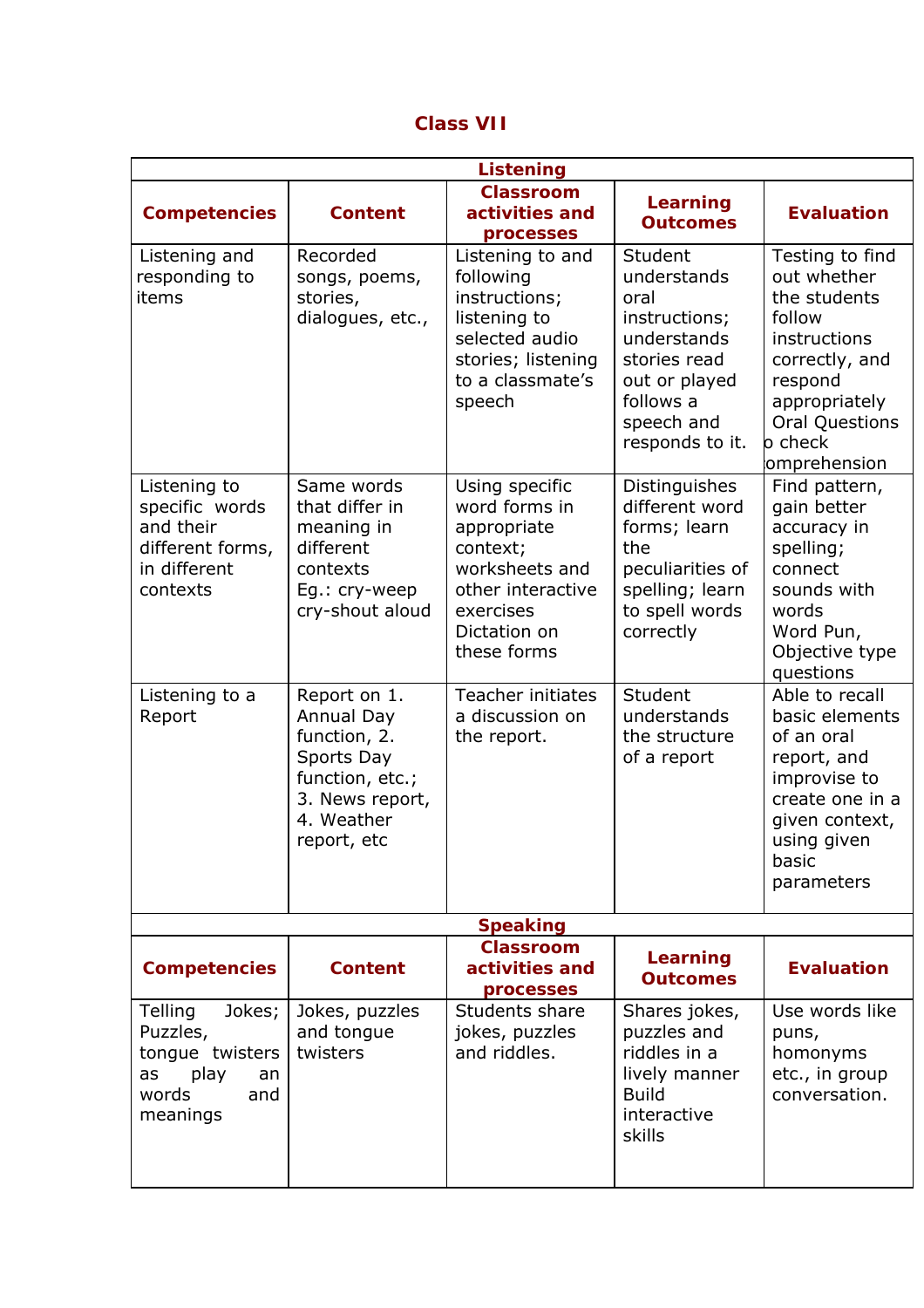# Class VII

| Listening | | | | |
|---|---|---|---|---|
| **Competencies** | **Content** | **Classroom activities and processes** | **Learning Outcomes** | **Evaluation** |
| Listening and responding to items | Recorded songs, poems, stories, dialogues, etc., | Listening to and following instructions; listening to selected audio stories; listening to a classmate's speech | Student understands oral instructions; understands stories read out or played follows a speech and responds to it. | Testing to find out whether the students follow instructions correctly, and respond appropriately Oral Questions o check omprehension |
| Listening to specific words and their different forms, in different contexts | Same words that differ in meaning in different contexts Eg.: cry-weep cry-shout aloud | Using specific word forms in appropriate context; worksheets and other interactive exercises Dictation on these forms | Distinguishes different word forms; learn the peculiarities of spelling; learn to spell words correctly | Find pattern, gain better accuracy in spelling; connect sounds with words Word Pun, Objective type questions |
| Listening to a Report | Report on 1. Annual Day function, 2. Sports Day function, etc.; 3. News report, 4. Weather report, etc | Teacher initiates a discussion on the report. | Student understands the structure of a report | Able to recall basic elements of an oral report, and improvise to create one in a given context, using given basic parameters |

| Speaking | | | | |
|---|---|---|---|---|
| **Competencies** | **Content** | **Classroom activities and processes** | **Learning Outcomes** | **Evaluation** |
| Telling Jokes; Puzzles, tongue twisters as play an words and meanings | Jokes, puzzles and tongue twisters | Students share jokes, puzzles and riddles. | Shares jokes, puzzles and riddles in a lively manner Build interactive skills | Use words like puns, homonyms etc., in group conversation. |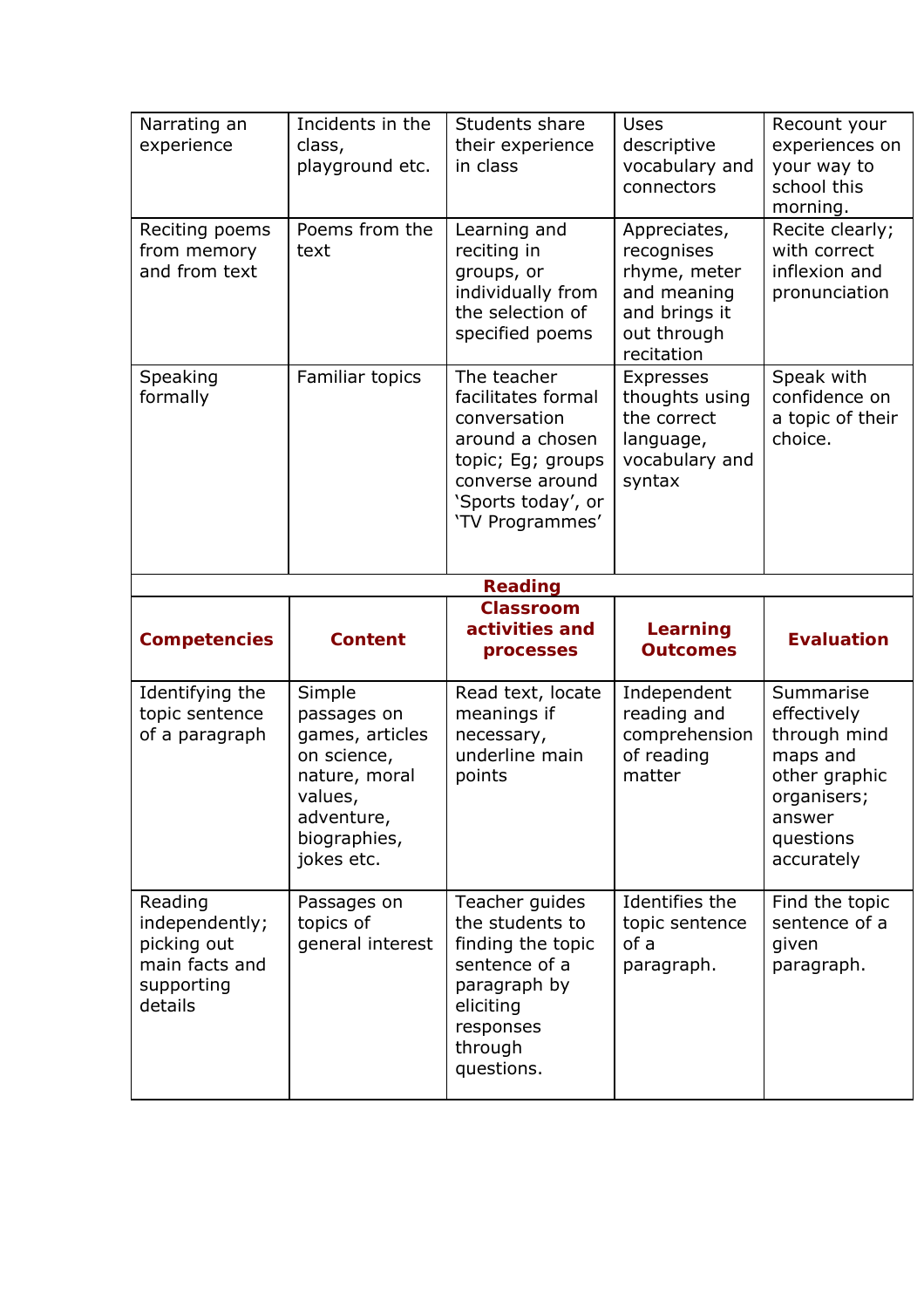| | | | | |
|---|---|---|---|---|
| Narrating an experience | Incidents in the class, playground etc. | Students share their experience in class | Uses descriptive vocabulary and connectors | Recount your experiences on your way to school this morning. |
| Reciting poems from memory and from text | Poems from the text | Learning and reciting in groups, or individually from the selection of specified poems | Appreciates, recognises rhyme, meter and meaning and brings it out through recitation | Recite clearly; with correct inflexion and pronunciation |
| Speaking formally | Familiar topics | The teacher facilitates formal conversation around a chosen topic; Eg; groups converse around 'Sports today', or 'TV Programmes' | Expresses thoughts using the correct language, vocabulary and syntax | Speak with confidence on a topic of their choice. |

**Reading**

| **Competencies** | **Content** | **Classroom activities and processes** | **Learning Outcomes** | **Evaluation** |
|---|---|---|---|---|
| Identifying the topic sentence of a paragraph | Simple passages on games, articles on science, nature, moral values, adventure, biographies, jokes etc. | Read text, locate meanings if necessary, underline main points | Independent reading and comprehension of reading matter | Summarise effectively through mind maps and other graphic organisers; answer questions accurately |
| Reading independently; picking out main facts and supporting details | Passages on topics of general interest | Teacher guides the students to finding the topic sentence of a paragraph by eliciting responses through questions. | Identifies the topic sentence of a paragraph. | Find the topic sentence of a given paragraph. |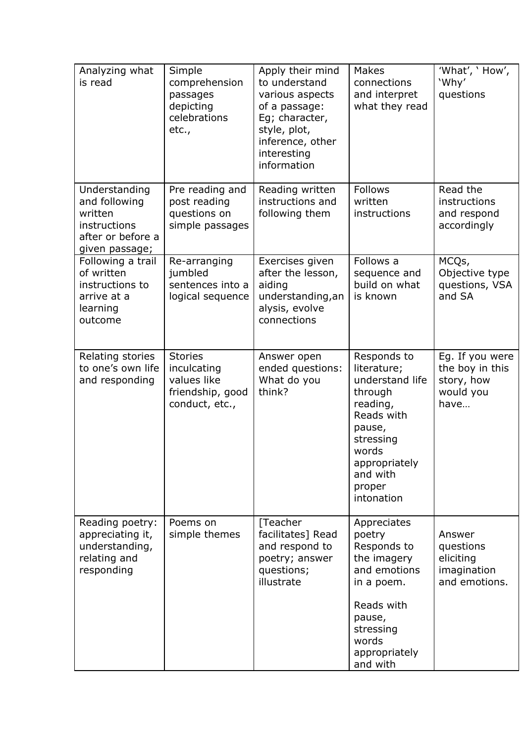| Analyzing what is read | Simple comprehension passages depicting celebrations etc., | Apply their mind to understand various aspects of a passage: Eg; character, style, plot, inference, other interesting information | Makes connections and interpret what they read | 'What', ' How', 'Why' questions |
|---|---|---|---|---|
| Understanding and following written instructions after or before a given passage; | Pre reading and post reading questions on simple passages | Reading written instructions and following them | Follows written instructions | Read the instructions and respond accordingly |
| Following a trail of written instructions to arrive at a learning outcome | Re-arranging jumbled sentences into a logical sequence | Exercises given after the lesson, aiding understanding,analysis, evolve connections | Follows a sequence and build on what is known | MCQs, Objective type questions, VSA and SA |
| Relating stories to one's own life and responding | Stories inculcating values like friendship, good conduct, etc., | Answer open ended questions: What do you think? | Responds to literature; understand life through reading, Reads with pause, stressing words appropriately and with proper intonation | Eg. If you were the boy in this story, how would you have… |
| Reading poetry: appreciating it, understanding, relating and responding | Poems on simple themes | [Teacher facilitates] Read and respond to poetry; answer questions; illustrate | Appreciates poetry Responds to the imagery and emotions in a poem. Reads with pause, stressing words appropriately and with | Answer questions eliciting imagination and emotions. |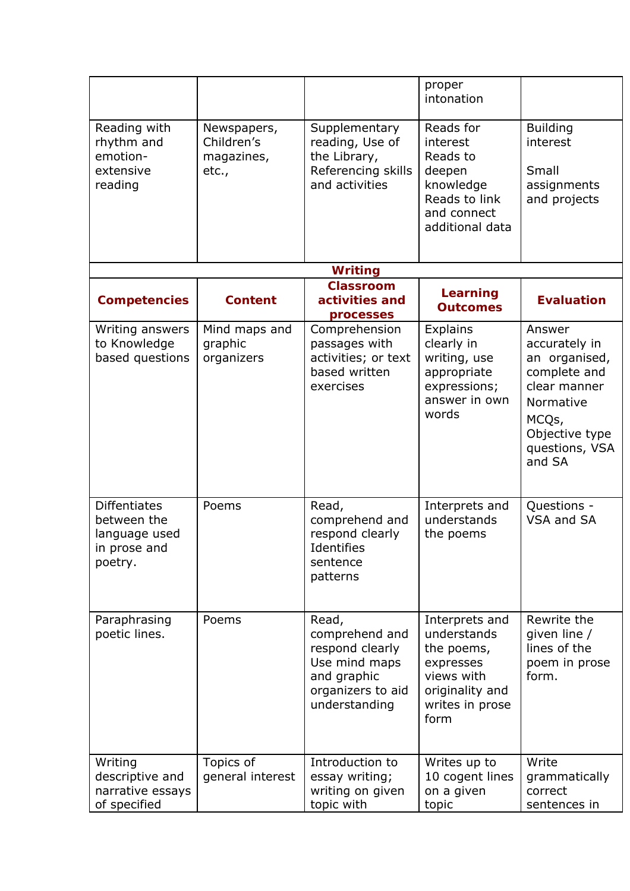| | | | proper intonation | |
|---|---|---|---|---|
| Reading with rhythm and emotion- extensive reading | Newspapers, Children's magazines, etc., | Supplementary reading, Use of the Library, Referencing skills and activities | Reads for interest Reads to deepen knowledge Reads to link and connect additional data | Building interest Small assignments and projects |

**Writing**

| Competencies | Content | Classroom activities and processes | Learning Outcomes | Evaluation |
|---|---|---|---|---|
| Writing answers to Knowledge based questions | Mind maps and graphic organizers | Comprehension passages with activities; or text based written exercises | Explains clearly in writing, use appropriate expressions; answer in own words | Answer accurately in an organised, complete and clear manner Normative MCQs, Objective type questions, VSA and SA |
| Diffentiates between the language used in prose and poetry. | Poems | Read, comprehend and respond clearly Identifies sentence patterns | Interprets and understands the poems | Questions - VSA and SA |
| Paraphrasing poetic lines. | Poems | Read, comprehend and respond clearly Use mind maps and graphic organizers to aid understanding | Interprets and understands the poems, expresses views with originality and writes in prose form | Rewrite the given line / lines of the poem in prose form. |
| Writing descriptive and narrative essays of specified | Topics of general interest | Introduction to essay writing; writing on given topic with | Writes up to 10 cogent lines on a given topic | Write grammatically correct sentences in |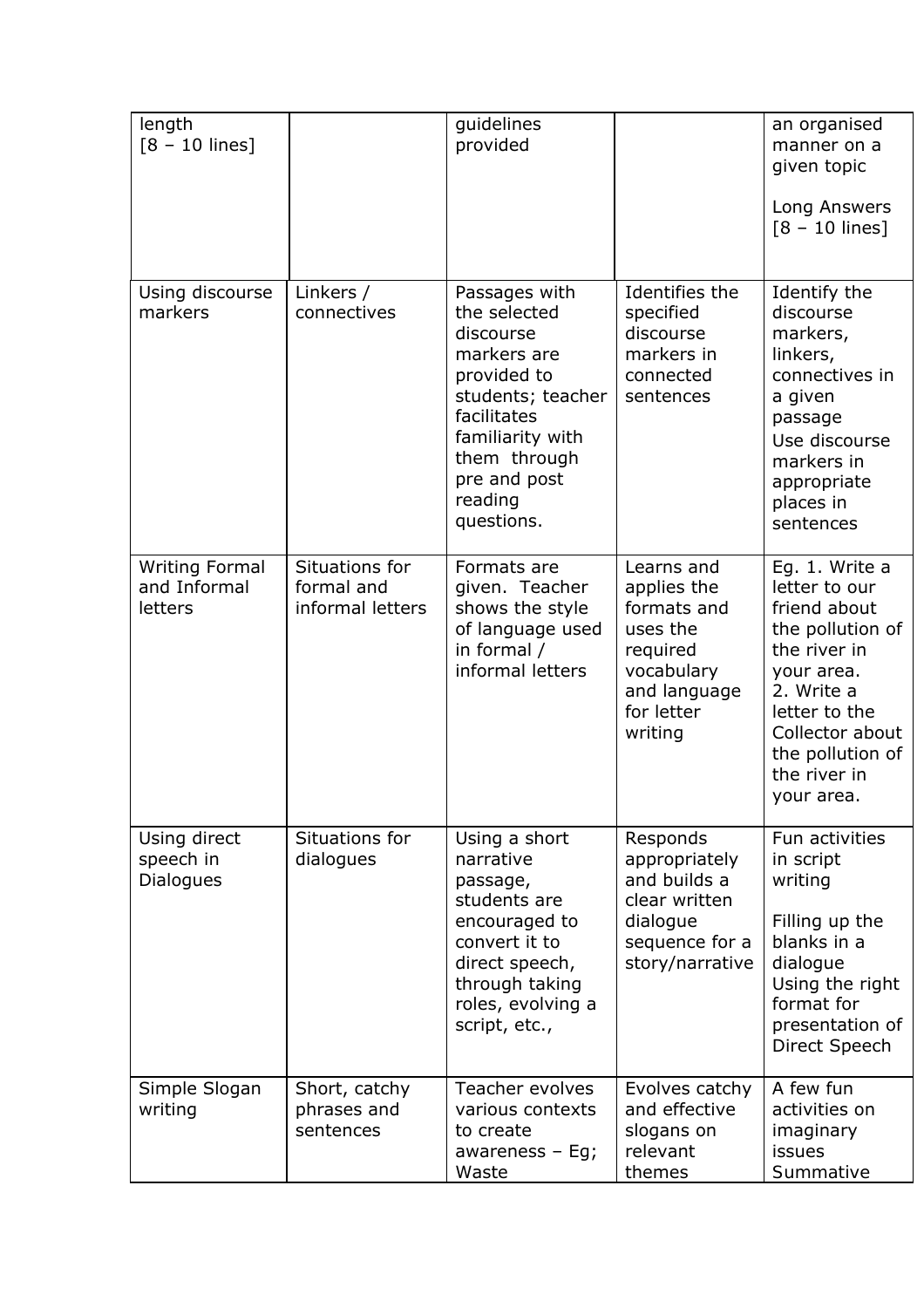| | | | | |
|---|---|---|---|---|
| length [8 – 10 lines] | | guidelines provided | | an organised manner on a given topic<br><br>Long Answers [8 – 10 lines] |
| Using discourse markers | Linkers / connectives | Passages with the selected discourse markers are provided to students; teacher facilitates familiarity with them through pre and post reading questions. | Identifies the specified discourse markers in connected sentences | Identify the discourse markers, linkers, connectives in a given passage<br>Use discourse markers in appropriate places in sentences |
| Writing Formal and Informal letters | Situations for formal and informal letters | Formats are given. Teacher shows the style of language used in formal / informal letters | Learns and applies the formats and uses the required vocabulary and language for letter writing | Eg. 1. Write a letter to our friend about the pollution of the river in your area.<br>2. Write a letter to the Collector about the pollution of the river in your area. |
| Using direct speech in Dialogues | Situations for dialogues | Using a short narrative passage, students are encouraged to convert it to direct speech, through taking roles, evolving a script, etc., | Responds appropriately and builds a clear written dialogue sequence for a story/narrative | Fun activities in script writing<br><br>Filling up the blanks in a dialogue<br>Using the right format for presentation of Direct Speech |
| Simple Slogan writing | Short, catchy phrases and sentences | Teacher evolves various contexts to create awareness – Eg; Waste | Evolves catchy and effective slogans on relevant themes | A few fun activities on imaginary issues<br>Summative |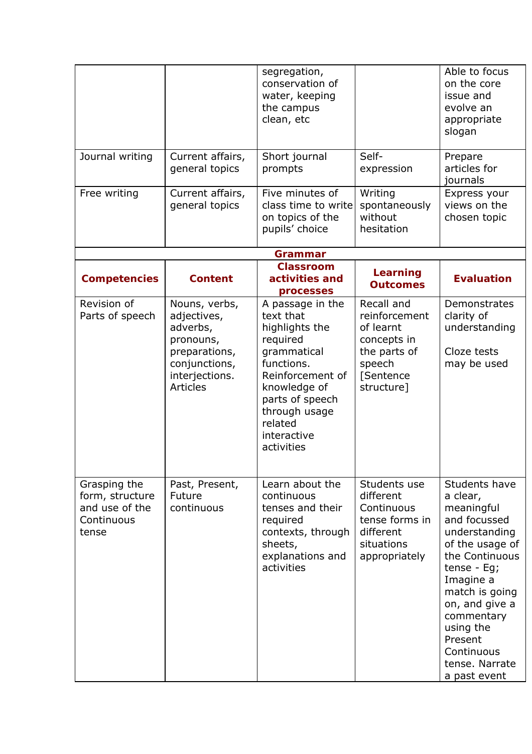| | | | | |
|---|---|---|---|---|
| | | segregation, conservation of water, keeping the campus clean, etc | | Able to focus on the core issue and evolve an appropriate slogan |
| Journal writing | Current affairs, general topics | Short journal prompts | Self-expression | Prepare articles for journals |
| Free writing | Current affairs, general topics | Five minutes of class time to write on topics of the pupils' choice | Writing spontaneously without hesitation | Express your views on the chosen topic |

**Grammar**

| **Competencies** | **Content** | **Classroom activities and processes** | **Learning Outcomes** | **Evaluation** |
|---|---|---|---|---|
| Revision of Parts of speech | Nouns, verbs, adjectives, adverbs, pronouns, preparations, conjunctions, interjections. Articles | A passage in the text that highlights the required grammatical functions. Reinforcement of knowledge of parts of speech through usage related interactive activities | Recall and reinforcement of learnt concepts in the parts of speech [Sentence structure] | Demonstrates clarity of understanding<br><br>Cloze tests may be used |
| Grasping the form, structure and use of the Continuous tense | Past, Present, Future continuous | Learn about the continuous tenses and their required contexts, through sheets, explanations and activities | Students use different Continuous tense forms in different situations appropriately | Students have a clear, meaningful and focussed understanding of the usage of the Continuous tense - Eg; Imagine a match is going on, and give a commentary using the Present Continuous tense. Narrate a past event |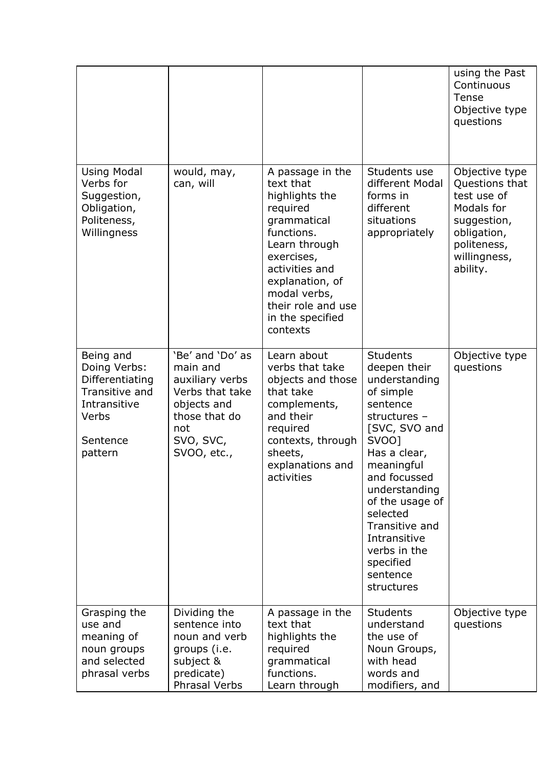| | | | | |
|---|---|---|---|---|
| | | | | using the Past Continuous Tense Objective type questions |
| Using Modal Verbs for Suggestion, Obligation, Politeness, Willingness | would, may, can, will | A passage in the text that highlights the required grammatical functions. Learn through exercises, activities and explanation, of modal verbs, their role and use in the specified contexts | Students use different Modal forms in different situations appropriately | Objective type Questions that test use of Modals for suggestion, obligation, politeness, willingness, ability. |
| Being and Doing Verbs: Differentiating Transitive and Intransitive Verbs<br><br>Sentence pattern | 'Be' and 'Do' as main and auxiliary verbs Verbs that take objects and those that do not SVO, SVC, SVOO, etc., | Learn about verbs that take objects and those that take complements, and their required contexts, through sheets, explanations and activities | Students deepen their understanding of simple sentence structures – [SVC, SVO and SVOO] Has a clear, meaningful and focussed understanding of the usage of selected Transitive and Intransitive verbs in the specified sentence structures | Objective type questions |
| Grasping the use and meaning of noun groups and selected phrasal verbs | Dividing the sentence into noun and verb groups (i.e. subject & predicate) Phrasal Verbs | A passage in the text that highlights the required grammatical functions. Learn through | Students understand the use of Noun Groups, with head words and modifiers, and | Objective type questions |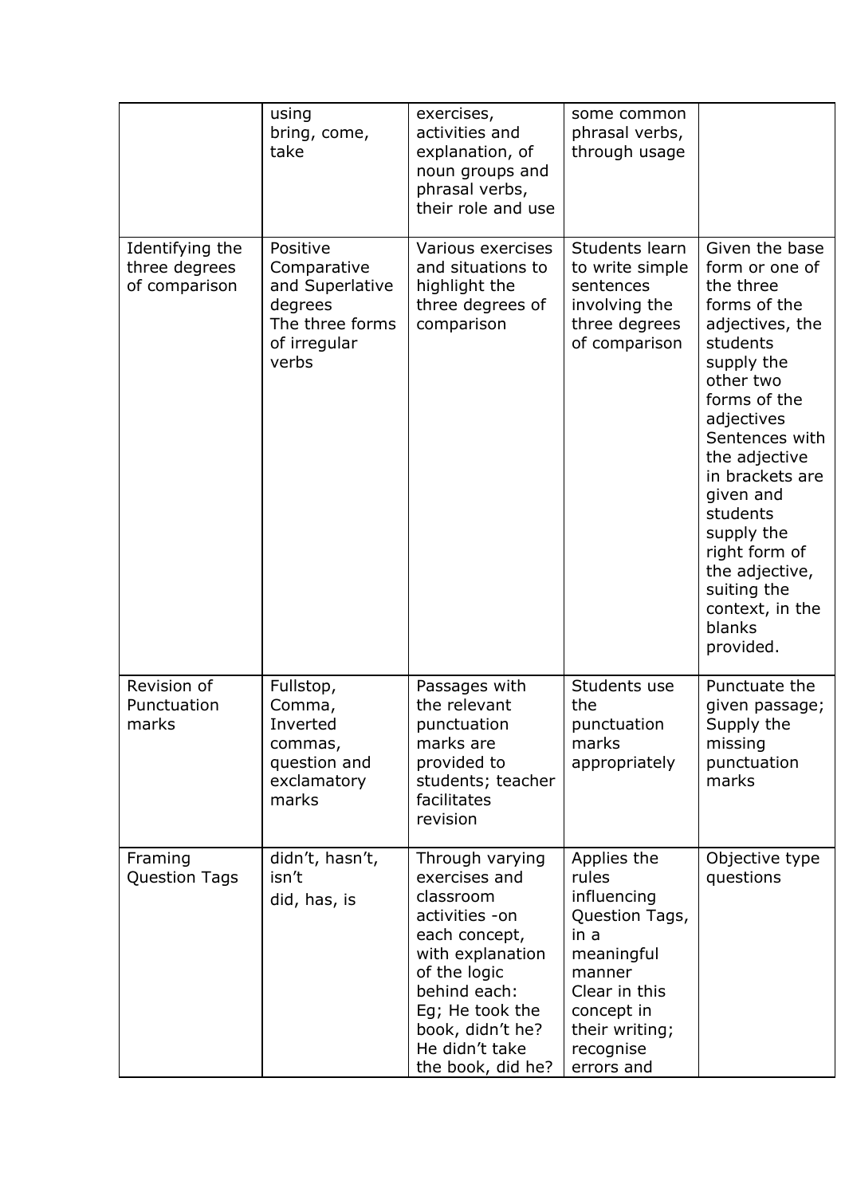| | | | | |
|---|---|---|---|---|
| | using bring, come, take | exercises, activities and explanation, of noun groups and phrasal verbs, their role and use | some common phrasal verbs, through usage | |
| Identifying the three degrees of comparison | Positive Comparative and Superlative degrees The three forms of irregular verbs | Various exercises and situations to highlight the three degrees of comparison | Students learn to write simple sentences involving the three degrees of comparison | Given the base form or one of the three forms of the adjectives, the students supply the other two forms of the adjectives Sentences with the adjective in brackets are given and students supply the right form of the adjective, suiting the context, in the blanks provided. |
| Revision of Punctuation marks | Fullstop, Comma, Inverted commas, question and exclamatory marks | Passages with the relevant punctuation marks are provided to students; teacher facilitates revision | Students use the punctuation marks appropriately | Punctuate the given passage; Supply the missing punctuation marks |
| Framing Question Tags | didn't, hasn't, isn't did, has, is | Through varying exercises and classroom activities -on each concept, with explanation of the logic behind each: Eg; He took the book, didn't he? He didn't take the book, did he? | Applies the rules influencing Question Tags, in a meaningful manner Clear in this concept in their writing; recognise errors and | Objective type questions |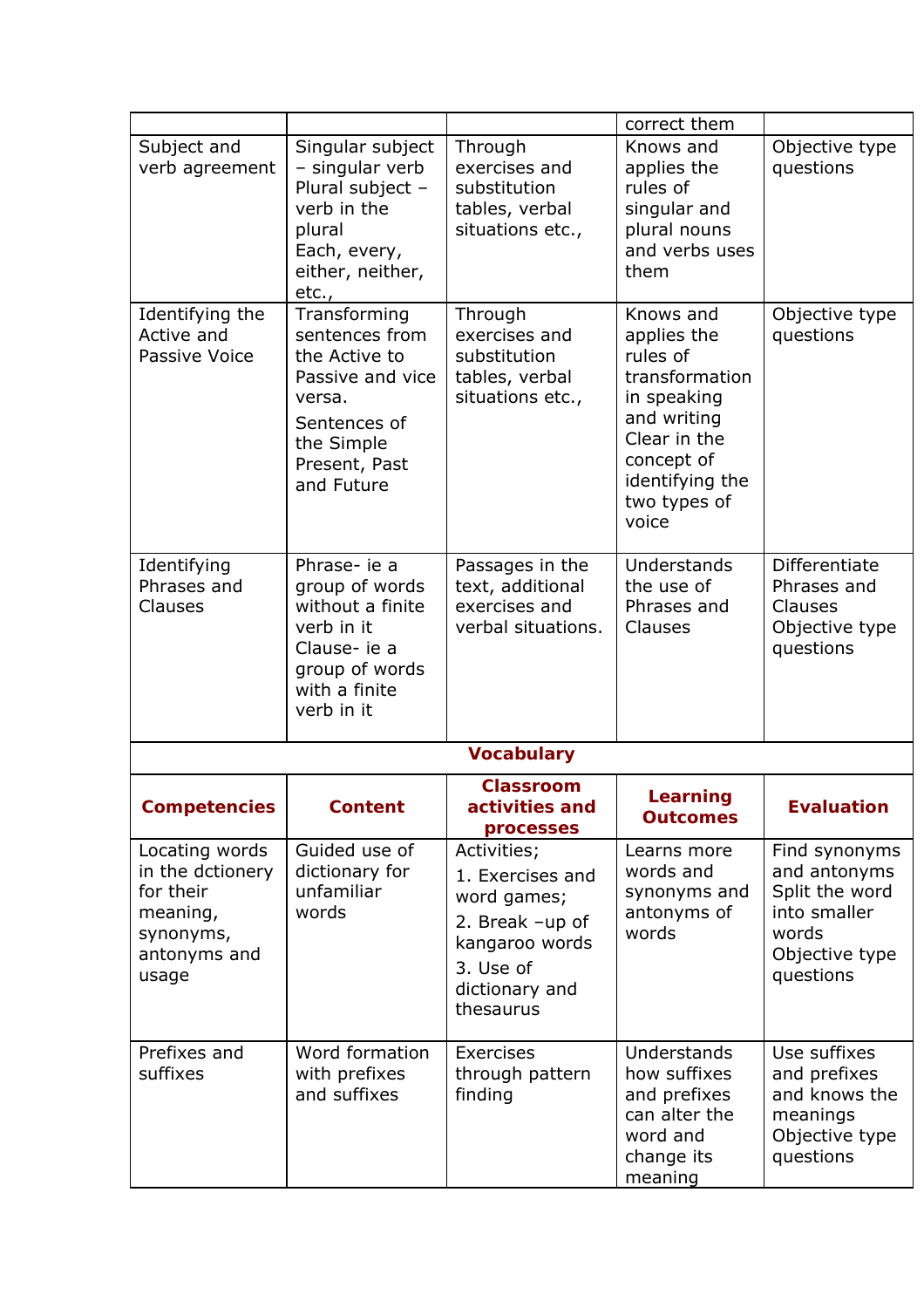| | | | correct them | |
|---|---|---|---|---|
| Subject and verb agreement | Singular subject – singular verb Plural subject – verb in the plural Each, every, either, neither, etc., | Through exercises and substitution tables, verbal situations etc., | Knows and applies the rules of singular and plural nouns and verbs uses them | Objective type questions |
| Identifying the Active and Passive Voice | Transforming sentences from the Active to Passive and vice versa. Sentences of the Simple Present, Past and Future | Through exercises and substitution tables, verbal situations etc., | Knows and applies the rules of transformation in speaking and writing Clear in the concept of identifying the two types of voice | Objective type questions |
| Identifying Phrases and Clauses | Phrase- ie a group of words without a finite verb in it Clause- ie a group of words with a finite verb in it | Passages in the text, additional exercises and verbal situations. | Understands the use of Phrases and Clauses | Differentiate Phrases and Clauses Objective type questions |

**Vocabulary**

| **Competencies** | **Content** | **Classroom activities and processes** | **Learning Outcomes** | **Evaluation** |
|---|---|---|---|---|
| Locating words in the dctionery for their meaning, synonyms, antonyms and usage | Guided use of dictionary for unfamiliar words | Activities; 1. Exercises and word games; 2. Break –up of kangaroo words 3. Use of dictionary and thesaurus | Learns more words and synonyms and antonyms of words | Find synonyms and antonyms Split the word into smaller words Objective type questions |
| Prefixes and suffixes | Word formation with prefixes and suffixes | Exercises through pattern finding | Understands how suffixes and prefixes can alter the word and change its meaning | Use suffixes and prefixes and knows the meanings Objective type questions |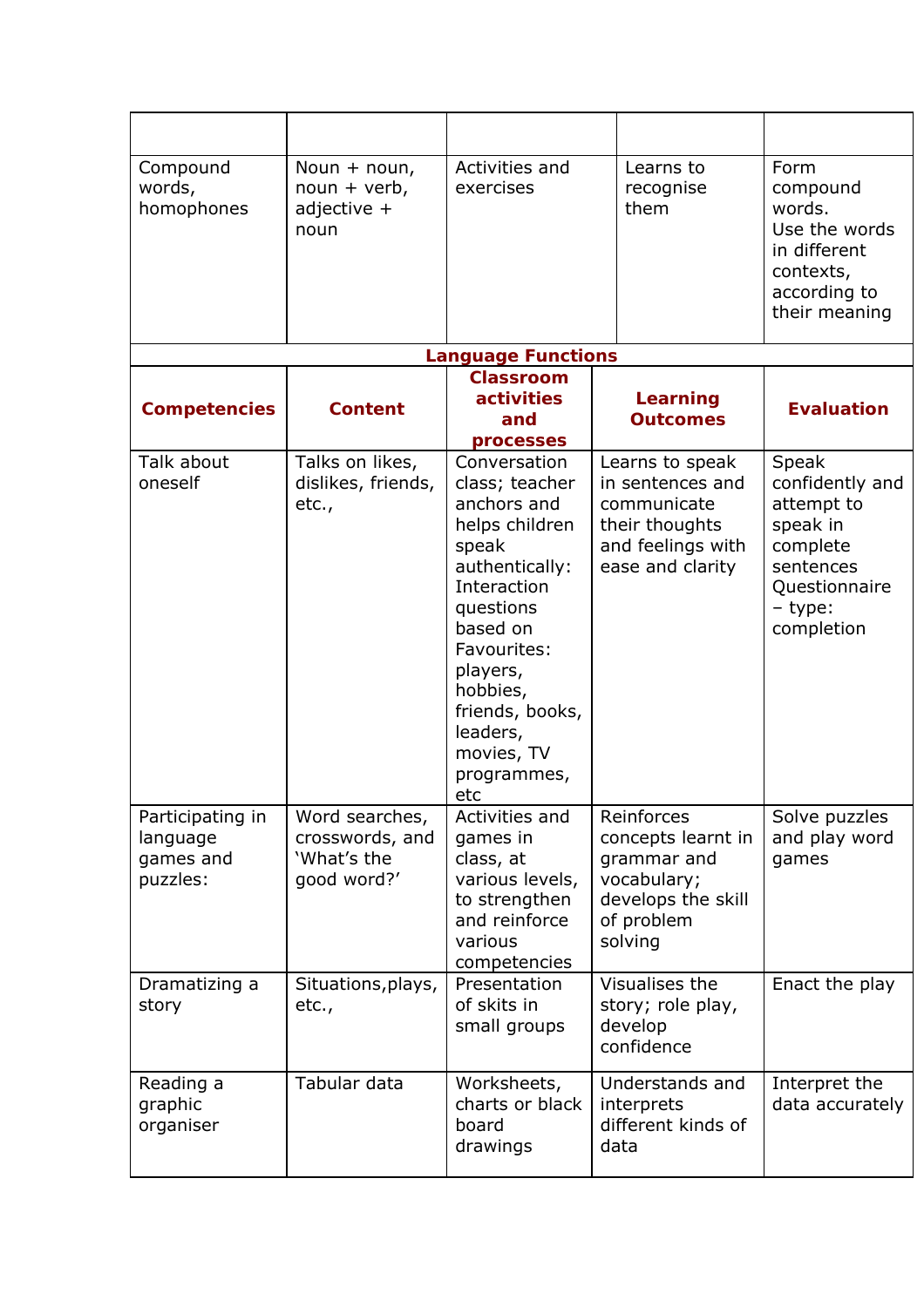| | | | | |
|---|---|---|---|---|
| Compound words, homophones | Noun + noun, noun + verb, adjective + noun | Activities and exercises | Learns to recognise them | Form compound words. Use the words in different contexts, according to their meaning |

**Language Functions**

| **Competencies** | **Content** | **Classroom activities and processes** | **Learning Outcomes** | **Evaluation** |
|---|---|---|---|---|
| Talk about oneself | Talks on likes, dislikes, friends, etc., | Conversation class; teacher anchors and helps children speak authentically: Interaction questions based on Favourites: players, hobbies, friends, books, leaders, movies, TV programmes, etc | Learns to speak in sentences and communicate their thoughts and feelings with ease and clarity | Speak confidently and attempt to speak in complete sentences Questionnaire – type: completion |
| Participating in language games and puzzles: | Word searches, crosswords, and 'What's the good word?' | Activities and games in class, at various levels, to strengthen and reinforce various competencies | Reinforces concepts learnt in grammar and vocabulary; develops the skill of problem solving | Solve puzzles and play word games |
| Dramatizing a story | Situations,plays, etc., | Presentation of skits in small groups | Visualises the story; role play, develop confidence | Enact the play |
| Reading a graphic organiser | Tabular data | Worksheets, charts or black board drawings | Understands and interprets different kinds of data | Interpret the data accurately |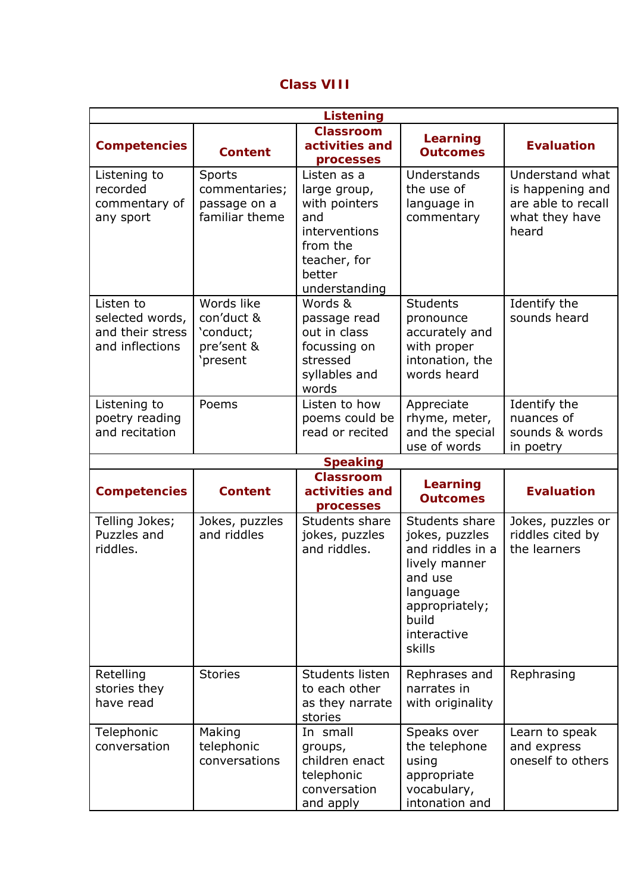# Class VIII

| Listening | | | | |
|---|---|---|---|---|
| **Competencies** | **Content** | **Classroom activities and processes** | **Learning Outcomes** | **Evaluation** |
| Listening to recorded commentary of any sport | Sports commentaries; passage on a familiar theme | Listen as a large group, with pointers and interventions from the teacher, for better understanding | Understands the use of language in commentary | Understand what is happening and are able to recall what they have heard |
| Listen to selected words, and their stress and inflections | Words like con'duct & 'conduct; pre'sent & 'present | Words & passage read out in class focussing on stressed syllables and words | Students pronounce accurately and with proper intonation, the words heard | Identify the sounds heard |
| Listening to poetry reading and recitation | Poems | Listen to how poems could be read or recited | Appreciate rhyme, meter, and the special use of words | Identify the nuances of sounds & words in poetry |
| **Speaking** | | | | |
| **Competencies** | **Content** | **Classroom activities and processes** | **Learning Outcomes** | **Evaluation** |
| Telling Jokes; Puzzles and riddles. | Jokes, puzzles and riddles | Students share jokes, puzzles and riddles. | Students share jokes, puzzles and riddles in a lively manner and use language appropriately; build interactive skills | Jokes, puzzles or riddles cited by the learners |
| Retelling stories they have read | Stories | Students listen to each other as they narrate stories | Rephrases and narrates in with originality | Rephrasing |
| Telephonic conversation | Making telephonic conversations | In small groups, children enact telephonic conversation and apply | Speaks over the telephone using appropriate vocabulary, intonation and | Learn to speak and express oneself to others |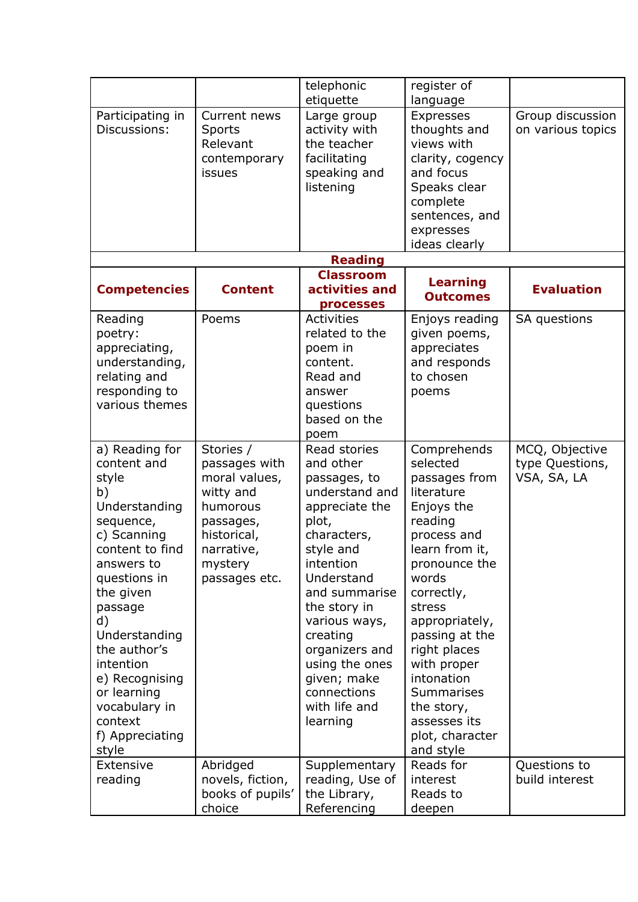| | | telephonic etiquette | register of language | |
|---|---|---|---|---|
| Participating in Discussions: | Current news Sports Relevant contemporary issues | Large group activity with the teacher facilitating speaking and listening | Expresses thoughts and views with clarity, cogency and focus Speaks clear complete sentences, and expresses ideas clearly | Group discussion on various topics |

**Reading**

| **Competencies** | **Content** | **Classroom activities and processes** | **Learning Outcomes** | **Evaluation** |
|---|---|---|---|---|
| Reading poetry: appreciating, understanding, relating and responding to various themes | Poems | Activities related to the poem in content. Read and answer questions based on the poem | Enjoys reading given poems, appreciates and responds to chosen poems | SA questions |
| a) Reading for content and style b) Understanding sequence, c) Scanning content to find answers to questions in the given passage d) Understanding the author's intention e) Recognising or learning vocabulary in context f) Appreciating style | Stories / passages with moral values, witty and humorous passages, historical, narrative, mystery passages etc. | Read stories and other passages, to understand and appreciate the plot, characters, style and intention Understand and summarise the story in various ways, creating organizers and using the ones given; make connections with life and learning | Comprehends selected passages from literature Enjoys the reading process and learn from it, pronounce the words correctly, stress appropriately, passing at the right places with proper intonation Summarises the story, assesses its plot, character and style | MCQ, Objective type Questions, VSA, SA, LA |
| Extensive reading | Abridged novels, fiction, books of pupils' choice | Supplementary reading, Use of the Library, Referencing | Reads for interest Reads to deepen | Questions to build interest |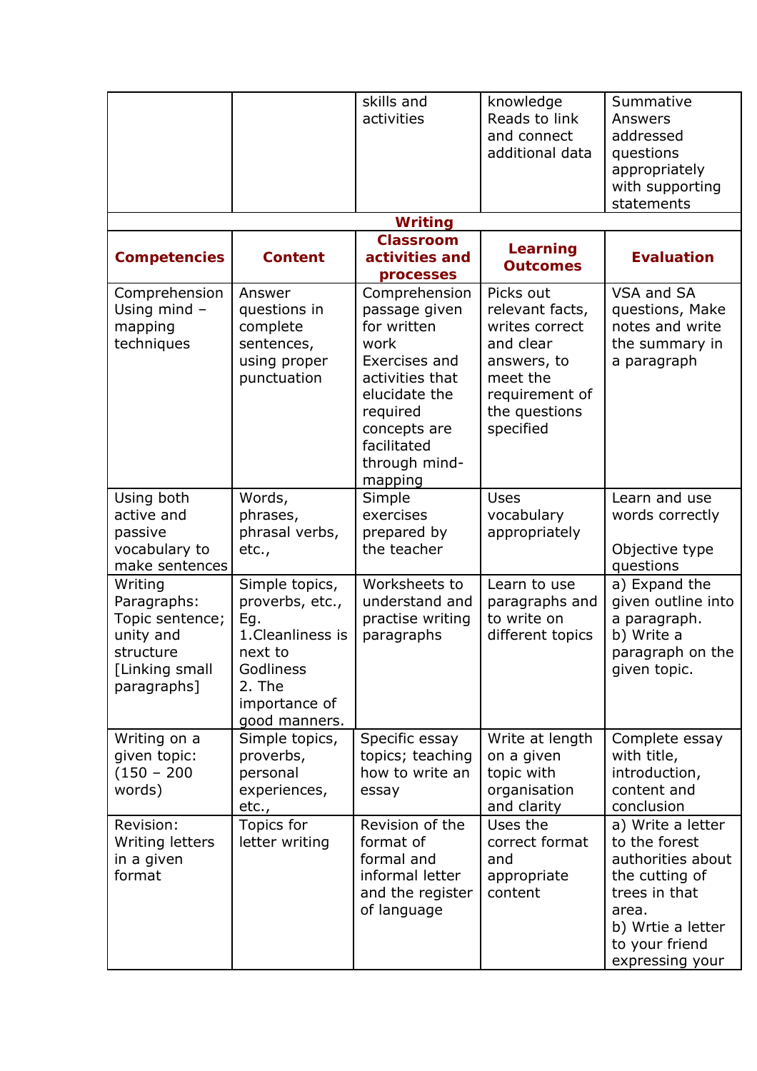| | | skills and activities | knowledge Reads to link and connect additional data | Summative Answers addressed questions appropriately with supporting statements |
|---|---|---|---|---|

| **Writing** | | | | |
|---|---|---|---|---|
| **Competencies** | **Content** | **Classroom activities and processes** | **Learning Outcomes** | **Evaluation** |
| Comprehension Using mind – mapping techniques | Answer questions in complete sentences, using proper punctuation | Comprehension passage given for written work Exercises and activities that elucidate the required concepts are facilitated through mind-mapping | Picks out relevant facts, writes correct and clear answers, to meet the requirement of the questions specified | VSA and SA questions, Make notes and write the summary in a paragraph |
| Using both active and passive vocabulary to make sentences | Words, phrases, phrasal verbs, etc., | Simple exercises prepared by the teacher | Uses vocabulary appropriately | Learn and use words correctly<br><br>Objective type questions |
| Writing Paragraphs: Topic sentence; unity and structure [Linking small paragraphs] | Simple topics, proverbs, etc., Eg.<br>1.Cleanliness is next to Godliness<br>2. The importance of good manners. | Worksheets to understand and practise writing paragraphs | Learn to use paragraphs and to write on different topics | a) Expand the given outline into a paragraph.<br>b) Write a paragraph on the given topic. |
| Writing on a given topic: (150 – 200 words) | Simple topics, proverbs, personal experiences, etc., | Specific essay topics; teaching how to write an essay | Write at length on a given topic with organisation and clarity | Complete essay with title, introduction, content and conclusion |
| Revision: Writing letters in a given format | Topics for letter writing | Revision of the format of formal and informal letter and the register of language | Uses the correct format and appropriate content | a) Write a letter to the forest authorities about the cutting of trees in that area.<br>b) Wrtie a letter to your friend expressing your |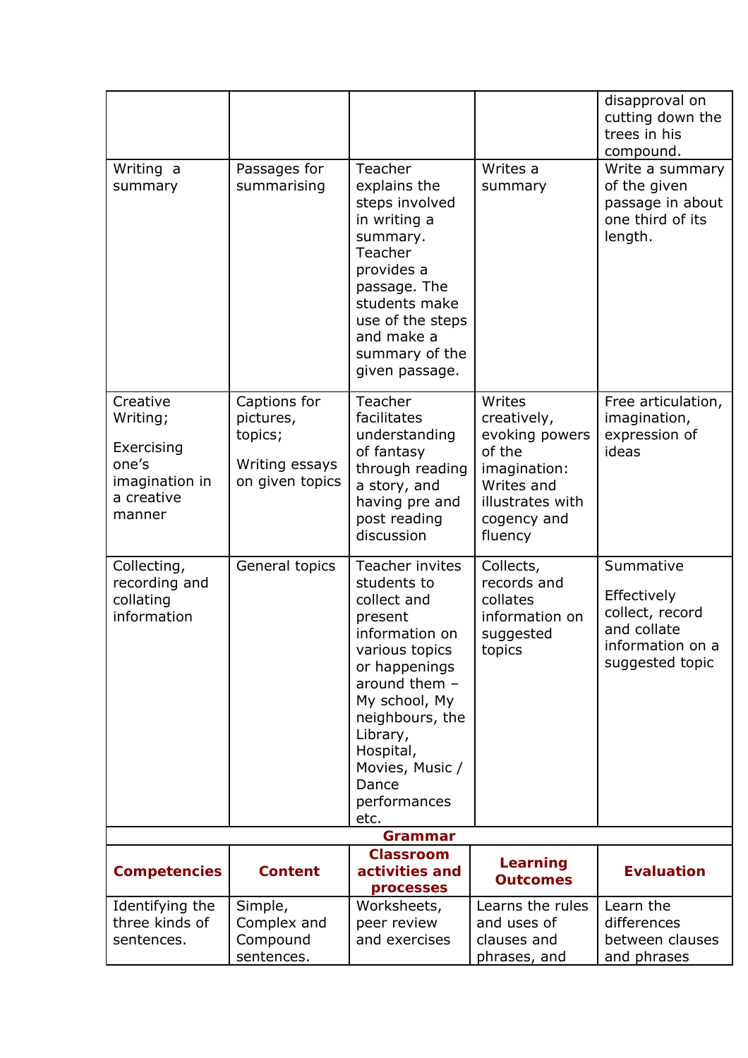| | | | | |
|---|---|---|---|---|
| | | | | disapproval on cutting down the trees in his compound. |
| Writing a summary | Passages for summarising | Teacher explains the steps involved in writing a summary. Teacher provides a passage. The students make use of the steps and make a summary of the given passage. | Writes a summary | Write a summary of the given passage in about one third of its length. |
| Creative Writing; Exercising one's imagination in a creative manner | Captions for pictures, topics; Writing essays on given topics | Teacher facilitates understanding of fantasy through reading a story, and having pre and post reading discussion | Writes creatively, evoking powers of the imagination: Writes and illustrates with cogency and fluency | Free articulation, imagination, expression of ideas |
| Collecting, recording and collating information | General topics | Teacher invites students to collect and present information on various topics or happenings around them – My school, My neighbours, the Library, Hospital, Movies, Music / Dance performances etc. | Collects, records and collates information on suggested topics | Summative<br>Effectively collect, record and collate information on a suggested topic |

**Grammar**

| Competencies | Content | Classroom activities and processes | Learning Outcomes | Evaluation |
|---|---|---|---|---|
| Identifying the three kinds of sentences. | Simple, Complex and Compound sentences. | Worksheets, peer review and exercises | Learns the rules and uses of clauses and phrases, and | Learn the differences between clauses and phrases |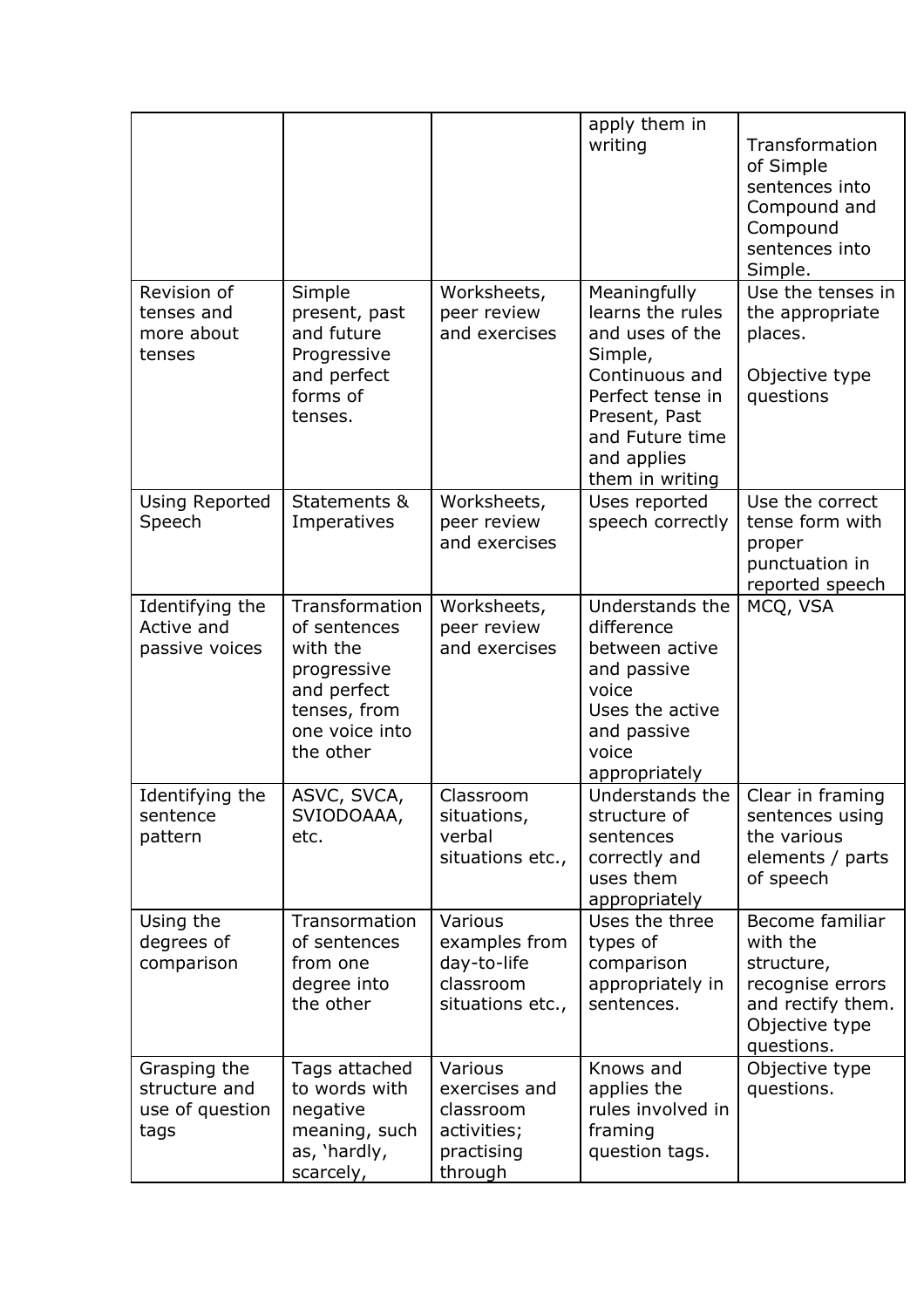| | | | | |
|---|---|---|---|---|
| | | | apply them in writing | Transformation of Simple sentences into Compound and Compound sentences into Simple. |
| Revision of tenses and more about tenses | Simple present, past and future Progressive and perfect forms of tenses. | Worksheets, peer review and exercises | Meaningfully learns the rules and uses of the Simple, Continuous and Perfect tense in Present, Past and Future time and applies them in writing | Use the tenses in the appropriate places.<br><br>Objective type questions |
| Using Reported Speech | Statements & Imperatives | Worksheets, peer review and exercises | Uses reported speech correctly | Use the correct tense form with proper punctuation in reported speech |
| Identifying the Active and passive voices | Transformation of sentences with the progressive and perfect tenses, from one voice into the other | Worksheets, peer review and exercises | Understands the difference between active and passive voice<br>Uses the active and passive voice appropriately | MCQ, VSA |
| Identifying the sentence pattern | ASVC, SVCA, SVIODOAAA, etc. | Classroom situations, verbal situations etc., | Understands the structure of sentences correctly and uses them appropriately | Clear in framing sentences using the various elements / parts of speech |
| Using the degrees of comparison | Transormation of sentences from one degree into the other | Various examples from day-to-life classroom situations etc., | Uses the three types of comparison appropriately in sentences. | Become familiar with the structure, recognise errors and rectify them. Objective type questions. |
| Grasping the structure and use of question tags | Tags attached to words with negative meaning, such as, 'hardly, scarcely, | Various exercises and classroom activities; practising through | Knows and applies the rules involved in framing question tags. | Objective type questions. |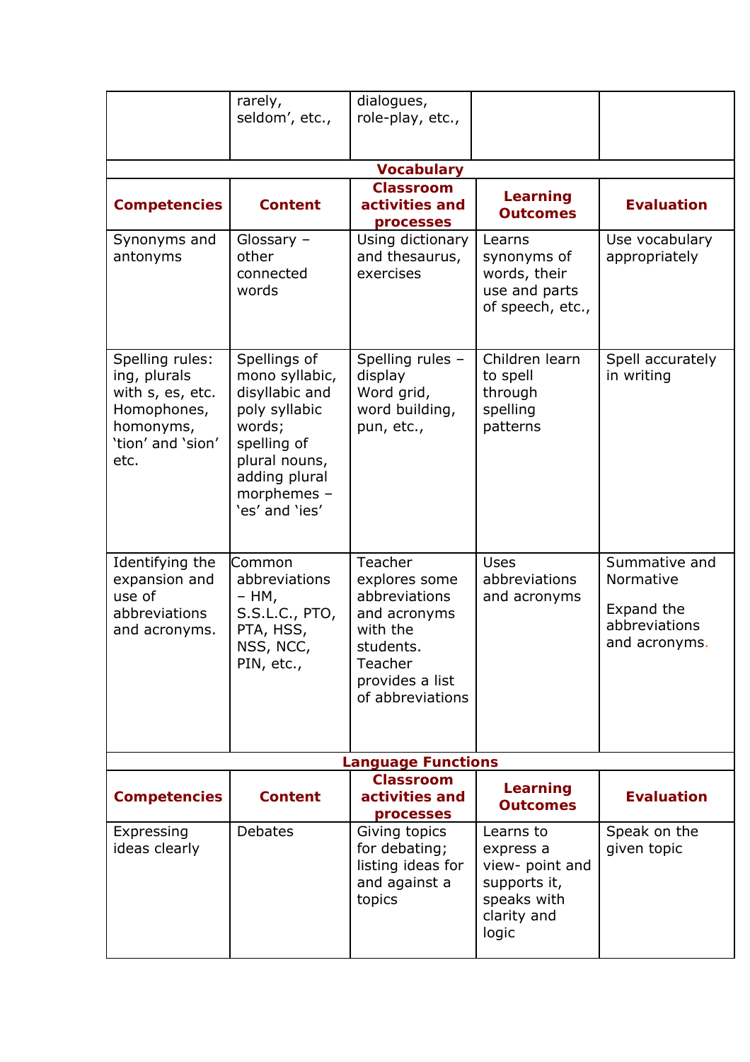| | rarely, seldom', etc., | dialogues, role-play, etc., | | |
|---|---|---|---|---|

**Vocabulary**

| Competencies | Content | Classroom activities and processes | Learning Outcomes | Evaluation |
|---|---|---|---|---|
| Synonyms and antonyms | Glossary – other connected words | Using dictionary and thesaurus, exercises | Learns synonyms of words, their use and parts of speech, etc., | Use vocabulary appropriately |
| Spelling rules: ing, plurals with s, es, etc. Homophones, homonyms, 'tion' and 'sion' etc. | Spellings of mono syllabic, disyllabic and poly syllabic words; spelling of plural nouns, adding plural morphemes – 'es' and 'ies' | Spelling rules – display Word grid, word building, pun, etc., | Children learn to spell through spelling patterns | Spell accurately in writing |
| Identifying the expansion and use of abbreviations and acronyms. | Common abbreviations – HM, S.S.L.C., PTO, PTA, HSS, NSS, NCC, PIN, etc., | Teacher explores some abbreviations and acronyms with the students. Teacher provides a list of abbreviations | Uses abbreviations and acronyms | Summative and Normative<br><br>Expand the abbreviations and acronyms. |

**Language Functions**

| Competencies | Content | Classroom activities and processes | Learning Outcomes | Evaluation |
|---|---|---|---|---|
| Expressing ideas clearly | Debates | Giving topics for debating; listing ideas for and against a topics | Learns to express a view- point and supports it, speaks with clarity and logic | Speak on the given topic |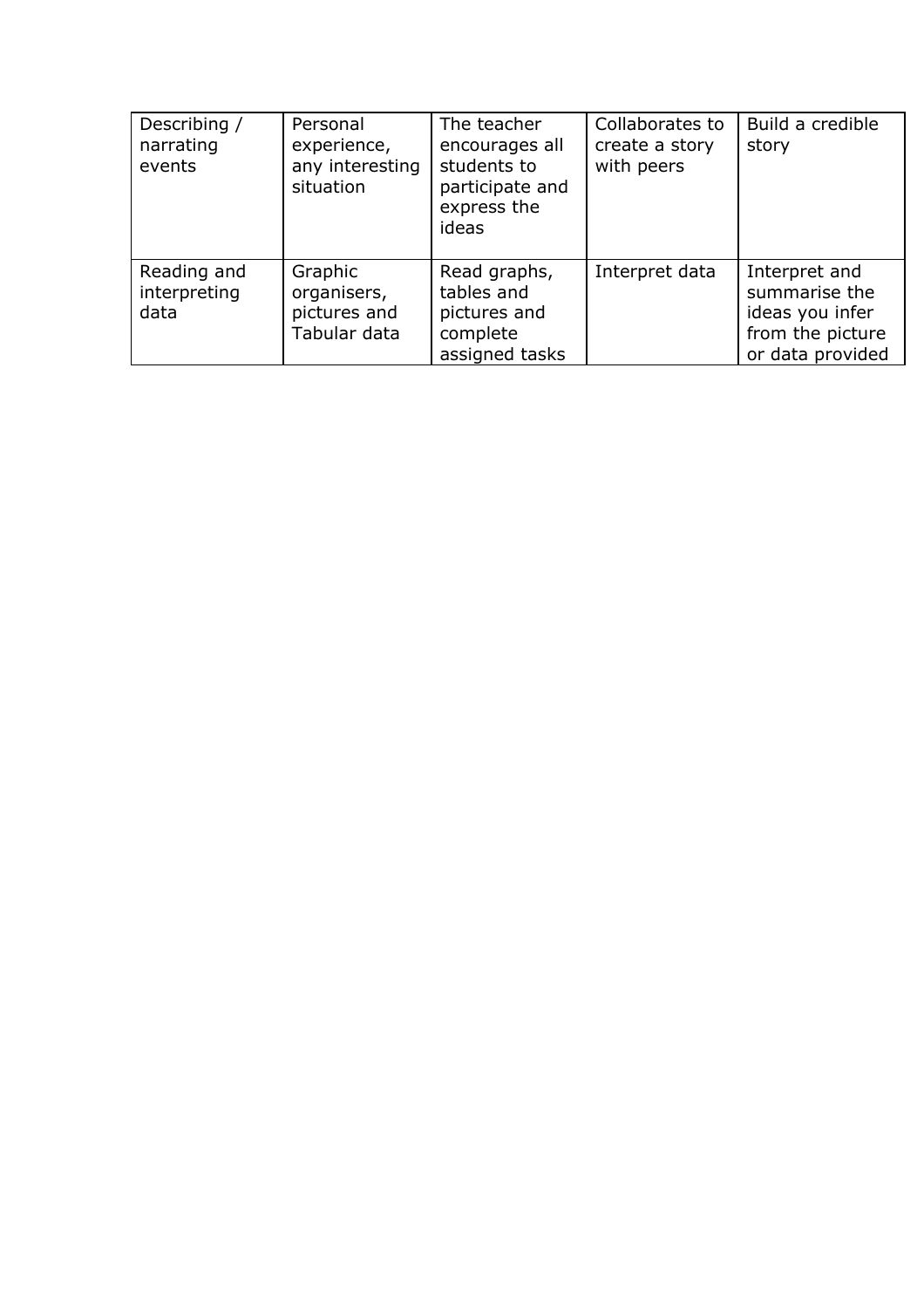| | | | | |
|---|---|---|---|---|
| Describing / narrating events | Personal experience, any interesting situation | The teacher encourages all students to participate and express the ideas | Collaborates to create a story with peers | Build a credible story |
| Reading and interpreting data | Graphic organisers, pictures and Tabular data | Read graphs, tables and pictures and complete assigned tasks | Interpret data | Interpret and summarise the ideas you infer from the picture or data provided |